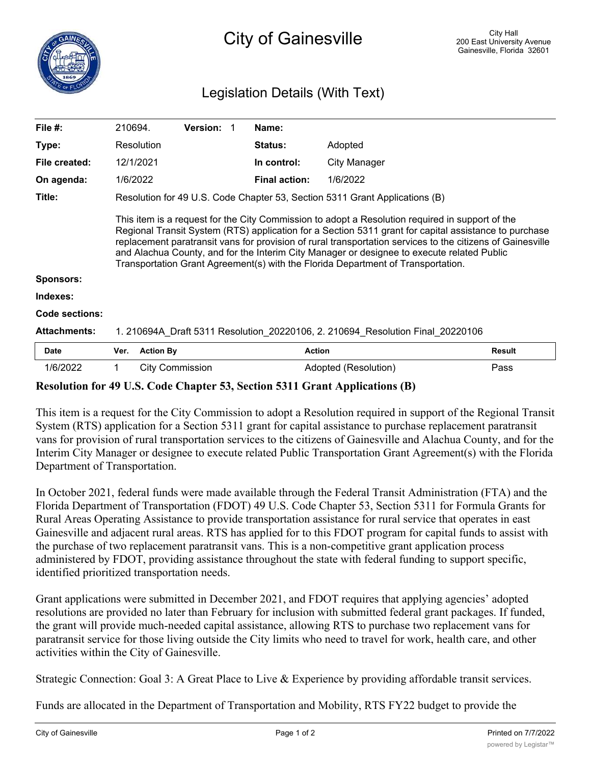# City of Gainesville

City Hall
200 East University Avenue
Gainesville, Florida 32601

## Legislation Details (With Text)

| | | | | | |
|---|---|---|---|---|---|
| **File #:** | 210694. | **Version:** 1 | | **Name:** | |
| **Type:** | Resolution | | | **Status:** | Adopted |
| **File created:** | 12/1/2021 | | | **In control:** | City Manager |
| **On agenda:** | 1/6/2022 | | | **Final action:** | 1/6/2022 |

**Title:** Resolution for 49 U.S. Code Chapter 53, Section 5311 Grant Applications (B)

This item is a request for the City Commission to adopt a Resolution required in support of the Regional Transit System (RTS) application for a Section 5311 grant for capital assistance to purchase replacement paratransit vans for provision of rural transportation services to the citizens of Gainesville and Alachua County, and for the Interim City Manager or designee to execute related Public Transportation Grant Agreement(s) with the Florida Department of Transportation.

**Sponsors:**

**Indexes:**

**Code sections:**

**Attachments:** 1. 210694A_Draft 5311 Resolution_20220106, 2. 210694_Resolution Final_20220106

| Date | Ver. | Action By | Action | Result |
|---|---|---|---|---|
| 1/6/2022 | 1 | City Commission | Adopted (Resolution) | Pass |

**Resolution for 49 U.S. Code Chapter 53, Section 5311 Grant Applications (B)**

This item is a request for the City Commission to adopt a Resolution required in support of the Regional Transit System (RTS) application for a Section 5311 grant for capital assistance to purchase replacement paratransit vans for provision of rural transportation services to the citizens of Gainesville and Alachua County, and for the Interim City Manager or designee to execute related Public Transportation Grant Agreement(s) with the Florida Department of Transportation.

In October 2021, federal funds were made available through the Federal Transit Administration (FTA) and the Florida Department of Transportation (FDOT) 49 U.S. Code Chapter 53, Section 5311 for Formula Grants for Rural Areas Operating Assistance to provide transportation assistance for rural service that operates in east Gainesville and adjacent rural areas. RTS has applied for to this FDOT program for capital funds to assist with the purchase of two replacement paratransit vans. This is a non-competitive grant application process administered by FDOT, providing assistance throughout the state with federal funding to support specific, identified prioritized transportation needs.

Grant applications were submitted in December 2021, and FDOT requires that applying agencies' adopted resolutions are provided no later than February for inclusion with submitted federal grant packages. If funded, the grant will provide much-needed capital assistance, allowing RTS to purchase two replacement vans for paratransit service for those living outside the City limits who need to travel for work, health care, and other activities within the City of Gainesville.

Strategic Connection: Goal 3: A Great Place to Live & Experience by providing affordable transit services.

Funds are allocated in the Department of Transportation and Mobility, RTS FY22 budget to provide the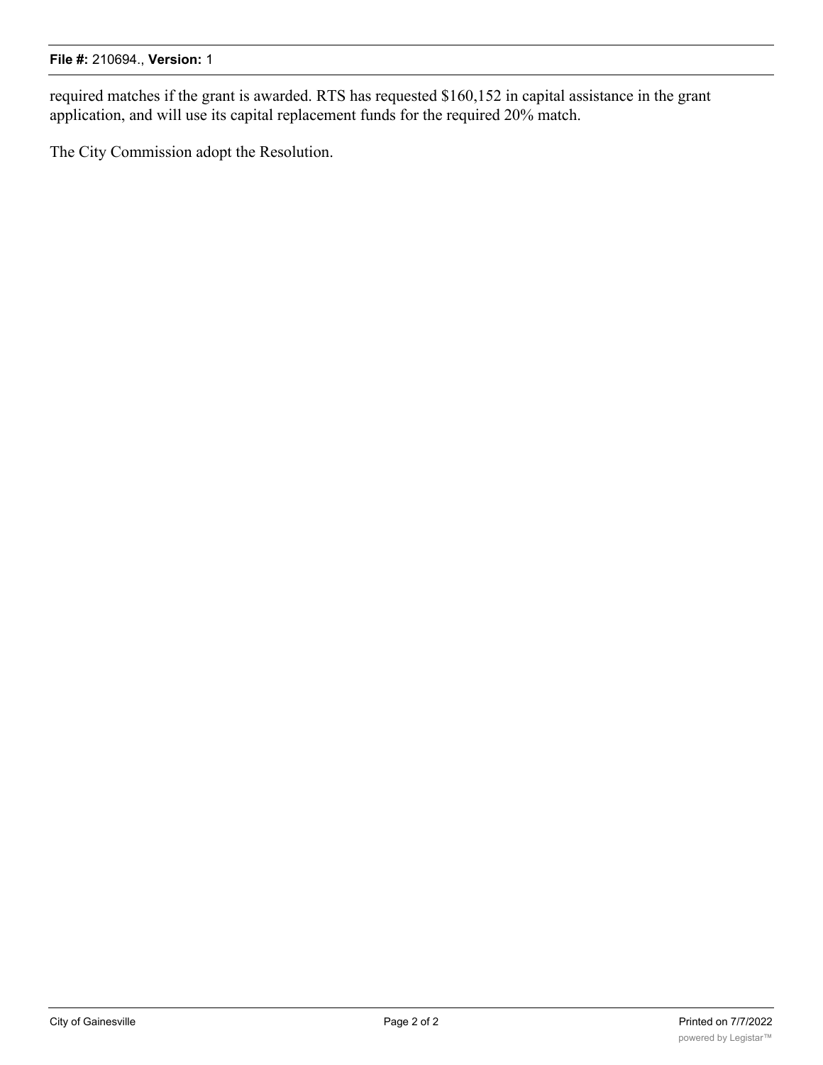required matches if the grant is awarded. RTS has requested $160,152 in capital assistance in the grant application, and will use its capital replacement funds for the required 20% match.

The City Commission adopt the Resolution.